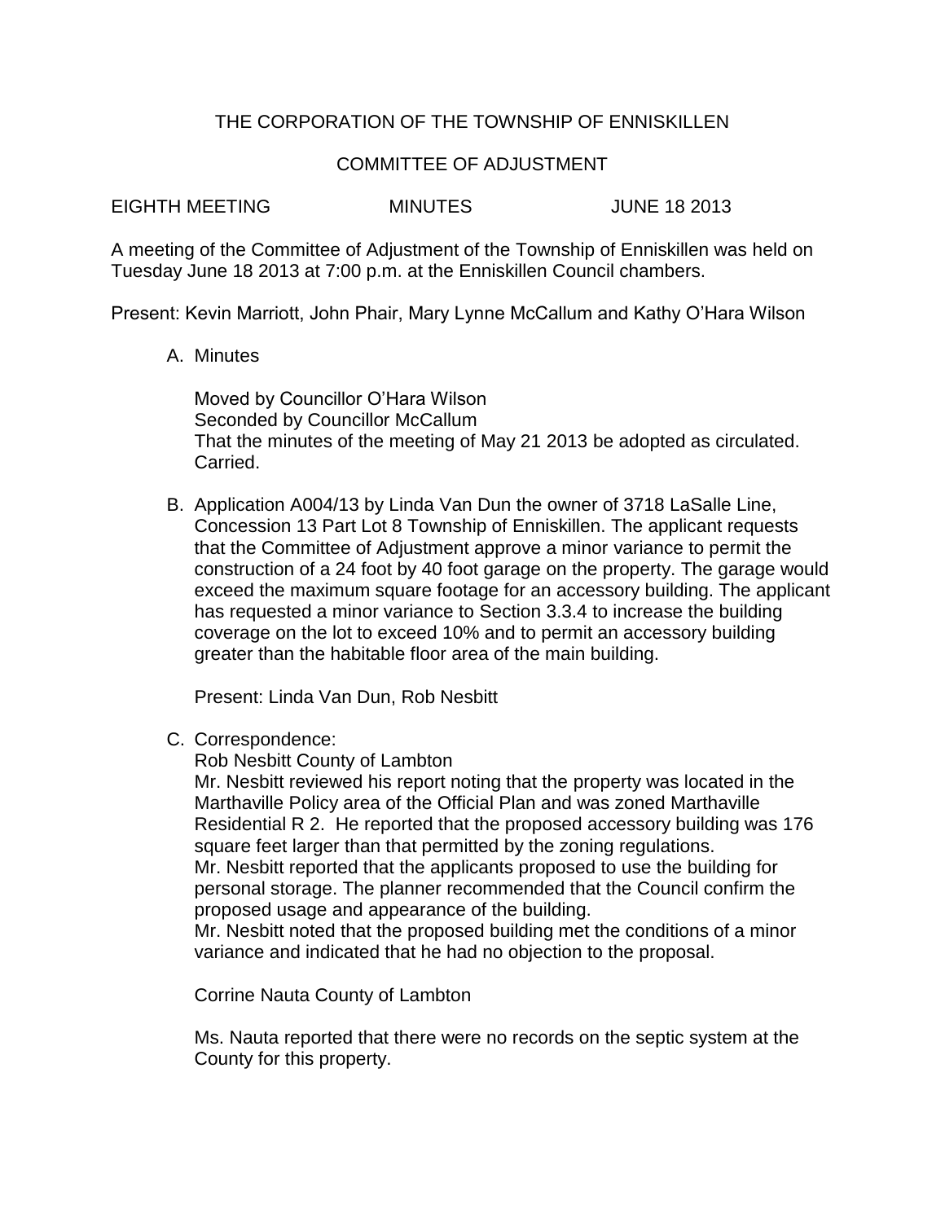THE CORPORATION OF THE TOWNSHIP OF ENNISKILLEN

COMMITTEE OF ADJUSTMENT

EIGHTH MEETING MINUTES JUNE 18 2013

A meeting of the Committee of Adjustment of the Township of Enniskillen was held on Tuesday June 18 2013 at 7:00 p.m. at the Enniskillen Council chambers.

Present: Kevin Marriott, John Phair, Mary Lynne McCallum and Kathy O'Hara Wilson

A. Minutes

   Moved by Councillor O'Hara Wilson
   Seconded by Councillor McCallum
   That the minutes of the meeting of May 21 2013 be adopted as circulated.
   Carried.

B. Application A004/13 by Linda Van Dun the owner of 3718 LaSalle Line, Concession 13 Part Lot 8 Township of Enniskillen. The applicant requests that the Committee of Adjustment approve a minor variance to permit the construction of a 24 foot by 40 foot garage on the property. The garage would exceed the maximum square footage for an accessory building. The applicant has requested a minor variance to Section 3.3.4 to increase the building coverage on the lot to exceed 10% and to permit an accessory building greater than the habitable floor area of the main building.

   Present: Linda Van Dun, Rob Nesbitt

C. Correspondence:

   Rob Nesbitt County of Lambton

   Mr. Nesbitt reviewed his report noting that the property was located in the Marthaville Policy area of the Official Plan and was zoned Marthaville Residential R 2. He reported that the proposed accessory building was 176 square feet larger than that permitted by the zoning regulations.

   Mr. Nesbitt reported that the applicants proposed to use the building for personal storage. The planner recommended that the Council confirm the proposed usage and appearance of the building.

   Mr. Nesbitt noted that the proposed building met the conditions of a minor variance and indicated that he had no objection to the proposal.

   Corrine Nauta County of Lambton

   Ms. Nauta reported that there were no records on the septic system at the County for this property.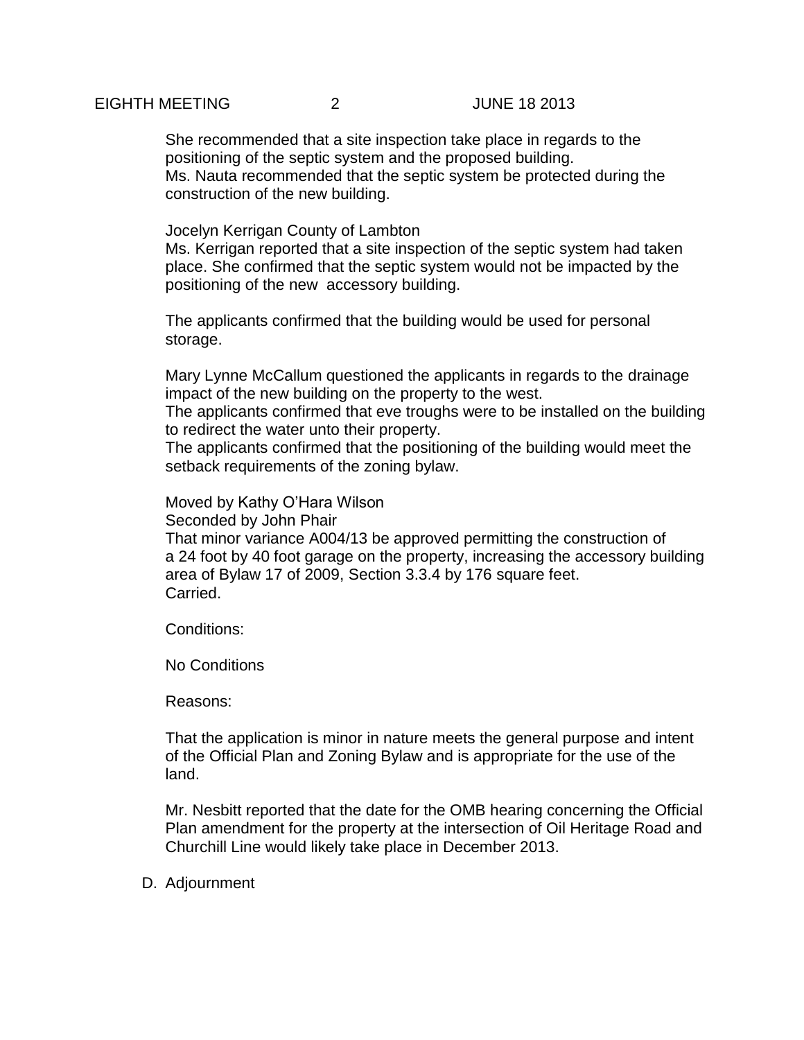She recommended that a site inspection take place in regards to the positioning of the septic system and the proposed building.
Ms. Nauta recommended that the septic system be protected during the construction of the new building.

Jocelyn Kerrigan County of Lambton
Ms. Kerrigan reported that a site inspection of the septic system had taken place. She confirmed that the septic system would not be impacted by the positioning of the new accessory building.

The applicants confirmed that the building would be used for personal storage.

Mary Lynne McCallum questioned the applicants in regards to the drainage impact of the new building on the property to the west.
The applicants confirmed that eve troughs were to be installed on the building to redirect the water unto their property.
The applicants confirmed that the positioning of the building would meet the setback requirements of the zoning bylaw.

Moved by Kathy O'Hara Wilson
Seconded by John Phair
That minor variance A004/13 be approved permitting the construction of a 24 foot by 40 foot garage on the property, increasing the accessory building area of Bylaw 17 of 2009, Section 3.3.4 by 176 square feet.
Carried.

Conditions:

No Conditions

Reasons:

That the application is minor in nature meets the general purpose and intent of the Official Plan and Zoning Bylaw and is appropriate for the use of the land.

Mr. Nesbitt reported that the date for the OMB hearing concerning the Official Plan amendment for the property at the intersection of Oil Heritage Road and Churchill Line would likely take place in December 2013.

D. Adjournment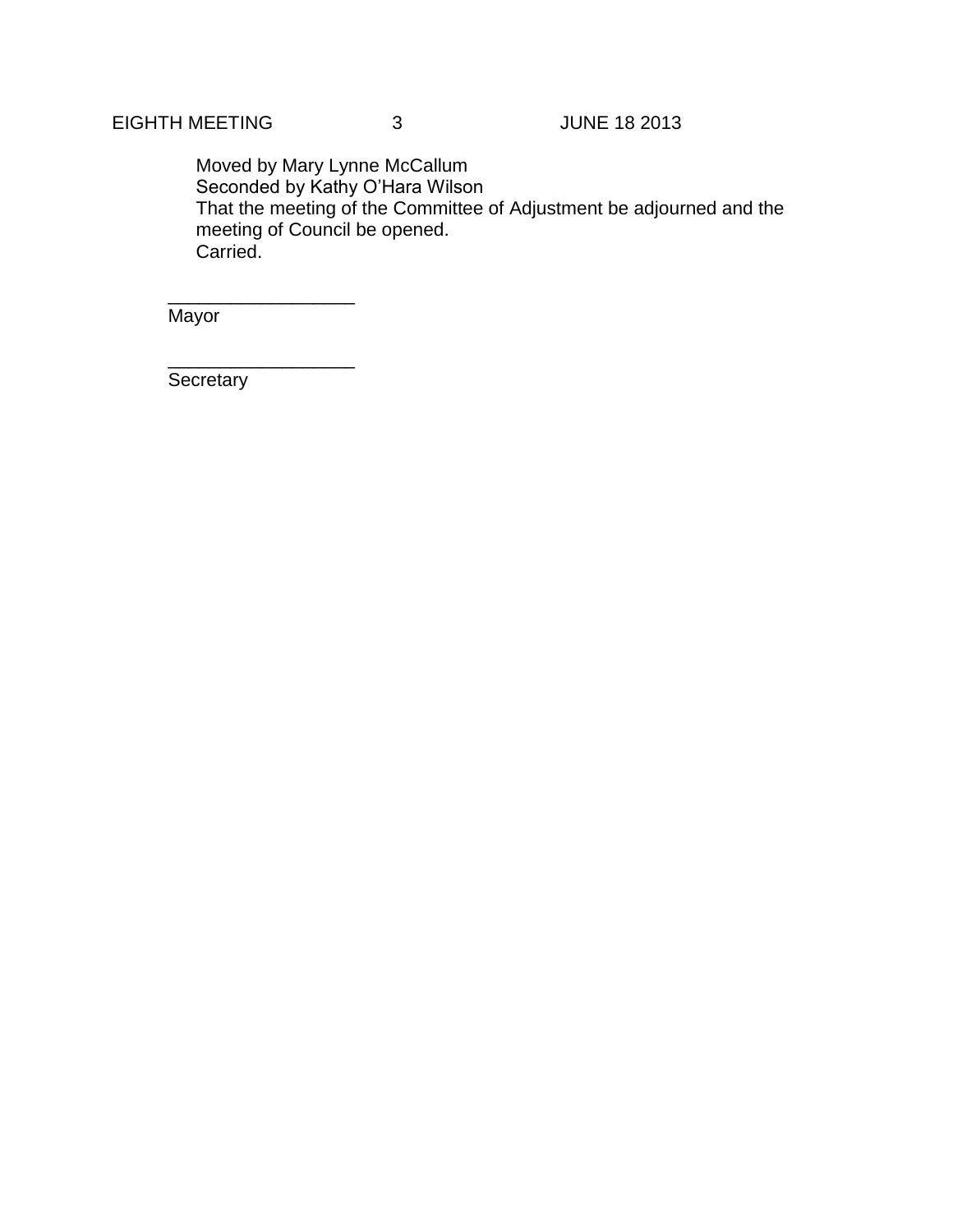Moved by Mary Lynne McCallum
Seconded by Kathy O'Hara Wilson
That the meeting of the Committee of Adjustment be adjourned and the meeting of Council be opened.
Carried.

__________________
Mayor

__________________
Secretary